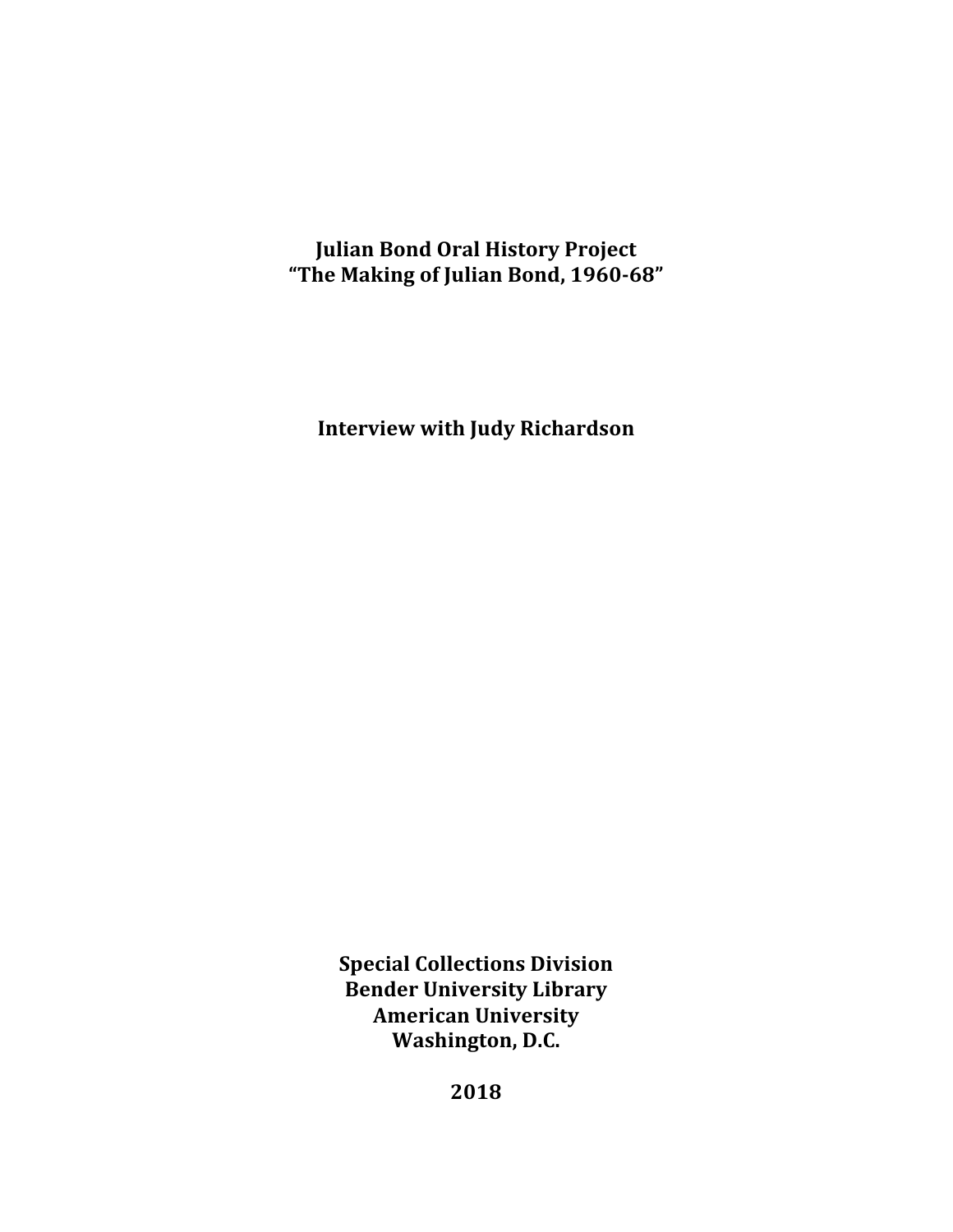# Julian Bond Oral History Project
# "The Making of Julian Bond, 1960-68"

## Interview with Judy Richardson

**Special Collections Division**
**Bender University Library**
**American University**
**Washington, D.C.**

**2018**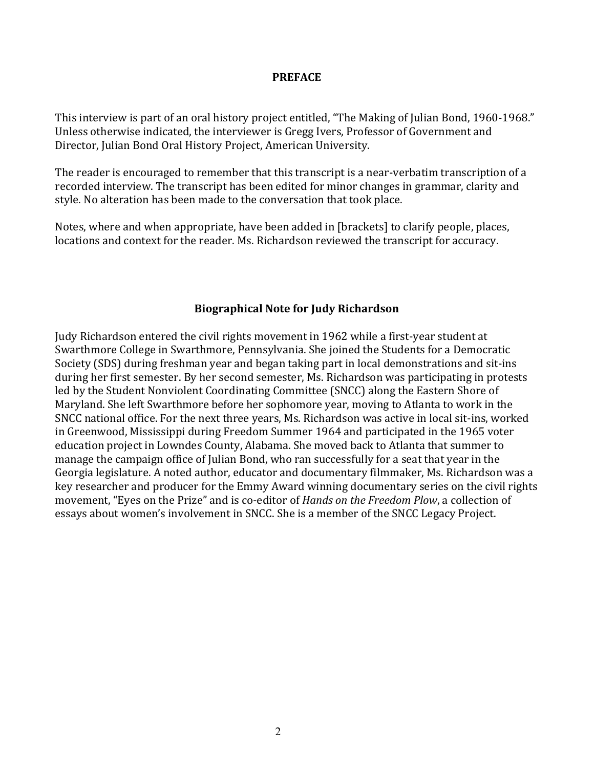## PREFACE

This interview is part of an oral history project entitled, "The Making of Julian Bond, 1960-1968." Unless otherwise indicated, the interviewer is Gregg Ivers, Professor of Government and Director, Julian Bond Oral History Project, American University.

The reader is encouraged to remember that this transcript is a near-verbatim transcription of a recorded interview. The transcript has been edited for minor changes in grammar, clarity and style. No alteration has been made to the conversation that took place.

Notes, where and when appropriate, have been added in [brackets] to clarify people, places, locations and context for the reader. Ms. Richardson reviewed the transcript for accuracy.

## Biographical Note for Judy Richardson

Judy Richardson entered the civil rights movement in 1962 while a first-year student at Swarthmore College in Swarthmore, Pennsylvania. She joined the Students for a Democratic Society (SDS) during freshman year and began taking part in local demonstrations and sit-ins during her first semester. By her second semester, Ms. Richardson was participating in protests led by the Student Nonviolent Coordinating Committee (SNCC) along the Eastern Shore of Maryland. She left Swarthmore before her sophomore year, moving to Atlanta to work in the SNCC national office. For the next three years, Ms. Richardson was active in local sit-ins, worked in Greenwood, Mississippi during Freedom Summer 1964 and participated in the 1965 voter education project in Lowndes County, Alabama. She moved back to Atlanta that summer to manage the campaign office of Julian Bond, who ran successfully for a seat that year in the Georgia legislature. A noted author, educator and documentary filmmaker, Ms. Richardson was a key researcher and producer for the Emmy Award winning documentary series on the civil rights movement, "Eyes on the Prize" and is co-editor of *Hands on the Freedom Plow*, a collection of essays about women's involvement in SNCC. She is a member of the SNCC Legacy Project.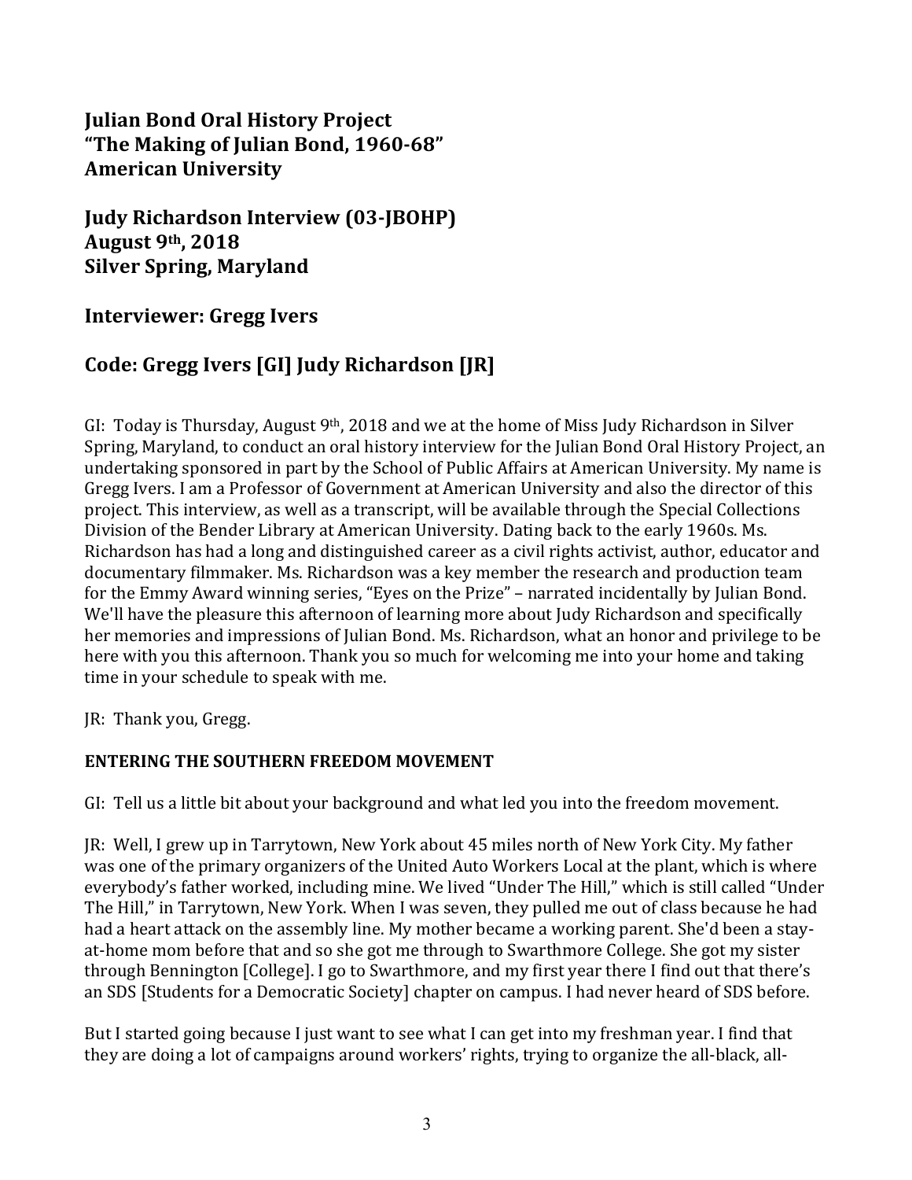**Julian Bond Oral History Project**
**"The Making of Julian Bond, 1960-68"**
**American University**

**Judy Richardson Interview (03-JBOHP)**
**August 9th, 2018**
**Silver Spring, Maryland**

**Interviewer: Gregg Ivers**

**Code: Gregg Ivers [GI] Judy Richardson [JR]**

GI: Today is Thursday, August 9th, 2018 and we at the home of Miss Judy Richardson in Silver Spring, Maryland, to conduct an oral history interview for the Julian Bond Oral History Project, an undertaking sponsored in part by the School of Public Affairs at American University. My name is Gregg Ivers. I am a Professor of Government at American University and also the director of this project. This interview, as well as a transcript, will be available through the Special Collections Division of the Bender Library at American University. Dating back to the early 1960s. Ms. Richardson has had a long and distinguished career as a civil rights activist, author, educator and documentary filmmaker. Ms. Richardson was a key member the research and production team for the Emmy Award winning series, "Eyes on the Prize" – narrated incidentally by Julian Bond. We'll have the pleasure this afternoon of learning more about Judy Richardson and specifically her memories and impressions of Julian Bond. Ms. Richardson, what an honor and privilege to be here with you this afternoon. Thank you so much for welcoming me into your home and taking time in your schedule to speak with me.

JR: Thank you, Gregg.

**ENTERING THE SOUTHERN FREEDOM MOVEMENT**

GI: Tell us a little bit about your background and what led you into the freedom movement.

JR: Well, I grew up in Tarrytown, New York about 45 miles north of New York City. My father was one of the primary organizers of the United Auto Workers Local at the plant, which is where everybody's father worked, including mine. We lived "Under The Hill," which is still called "Under The Hill," in Tarrytown, New York. When I was seven, they pulled me out of class because he had had a heart attack on the assembly line. My mother became a working parent. She'd been a stay-at-home mom before that and so she got me through to Swarthmore College. She got my sister through Bennington [College]. I go to Swarthmore, and my first year there I find out that there's an SDS [Students for a Democratic Society] chapter on campus. I had never heard of SDS before.

But I started going because I just want to see what I can get into my freshman year. I find that they are doing a lot of campaigns around workers' rights, trying to organize the all-black, all-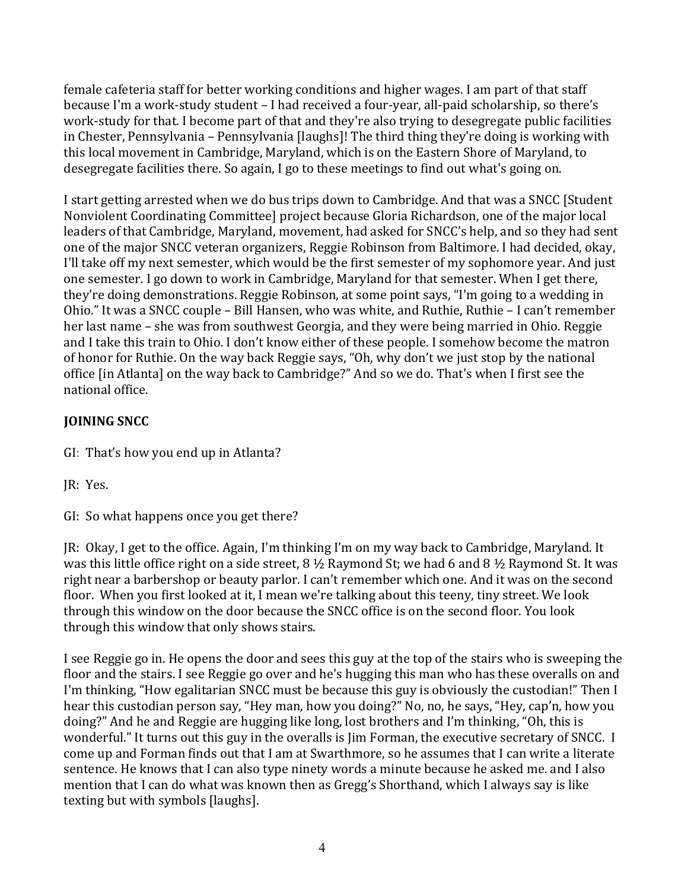female cafeteria staff for better working conditions and higher wages. I am part of that staff because I'm a work-study student – I had received a four-year, all-paid scholarship, so there's work-study for that. I become part of that and they're also trying to desegregate public facilities in Chester, Pennsylvania – Pennsylvania [laughs]! The third thing they're doing is working with this local movement in Cambridge, Maryland, which is on the Eastern Shore of Maryland, to desegregate facilities there. So again, I go to these meetings to find out what's going on.

I start getting arrested when we do bus trips down to Cambridge. And that was a SNCC [Student Nonviolent Coordinating Committee] project because Gloria Richardson, one of the major local leaders of that Cambridge, Maryland, movement, had asked for SNCC's help, and so they had sent one of the major SNCC veteran organizers, Reggie Robinson from Baltimore. I had decided, okay, I'll take off my next semester, which would be the first semester of my sophomore year. And just one semester. I go down to work in Cambridge, Maryland for that semester. When I get there, they're doing demonstrations. Reggie Robinson, at some point says, "I'm going to a wedding in Ohio." It was a SNCC couple – Bill Hansen, who was white, and Ruthie, Ruthie – I can't remember her last name – she was from southwest Georgia, and they were being married in Ohio. Reggie and I take this train to Ohio. I don't know either of these people. I somehow become the matron of honor for Ruthie. On the way back Reggie says, "Oh, why don't we just stop by the national office [in Atlanta] on the way back to Cambridge?" And so we do. That's when I first see the national office.

**JOINING SNCC**

GI: That's how you end up in Atlanta?

JR: Yes.

GI: So what happens once you get there?

JR: Okay, I get to the office. Again, I'm thinking I'm on my way back to Cambridge, Maryland. It was this little office right on a side street, 8 ½ Raymond St; we had 6 and 8 ½ Raymond St. It was right near a barbershop or beauty parlor. I can't remember which one. And it was on the second floor. When you first looked at it, I mean we're talking about this teeny, tiny street. We look through this window on the door because the SNCC office is on the second floor. You look through this window that only shows stairs.

I see Reggie go in. He opens the door and sees this guy at the top of the stairs who is sweeping the floor and the stairs. I see Reggie go over and he's hugging this man who has these overalls on and I'm thinking, "How egalitarian SNCC must be because this guy is obviously the custodian!" Then I hear this custodian person say, "Hey man, how you doing?" No, no, he says, "Hey, cap'n, how you doing?" And he and Reggie are hugging like long, lost brothers and I'm thinking, "Oh, this is wonderful." It turns out this guy in the overalls is Jim Forman, the executive secretary of SNCC. I come up and Forman finds out that I am at Swarthmore, so he assumes that I can write a literate sentence. He knows that I can also type ninety words a minute because he asked me. and I also mention that I can do what was known then as Gregg's Shorthand, which I always say is like texting but with symbols [laughs].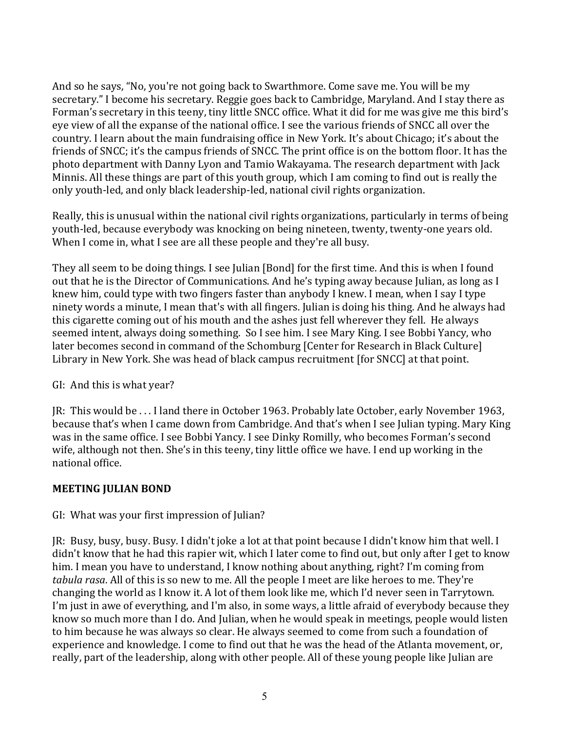And so he says, "No, you're not going back to Swarthmore. Come save me. You will be my secretary." I become his secretary. Reggie goes back to Cambridge, Maryland. And I stay there as Forman's secretary in this teeny, tiny little SNCC office. What it did for me was give me this bird's eye view of all the expanse of the national office. I see the various friends of SNCC all over the country. I learn about the main fundraising office in New York. It's about Chicago; it's about the friends of SNCC; it's the campus friends of SNCC. The print office is on the bottom floor. It has the photo department with Danny Lyon and Tamio Wakayama. The research department with Jack Minnis. All these things are part of this youth group, which I am coming to find out is really the only youth-led, and only black leadership-led, national civil rights organization.

Really, this is unusual within the national civil rights organizations, particularly in terms of being youth-led, because everybody was knocking on being nineteen, twenty, twenty-one years old. When I come in, what I see are all these people and they're all busy.

They all seem to be doing things. I see Julian [Bond] for the first time. And this is when I found out that he is the Director of Communications. And he's typing away because Julian, as long as I knew him, could type with two fingers faster than anybody I knew. I mean, when I say I type ninety words a minute, I mean that's with all fingers. Julian is doing his thing. And he always had this cigarette coming out of his mouth and the ashes just fell wherever they fell. He always seemed intent, always doing something. So I see him. I see Mary King. I see Bobbi Yancy, who later becomes second in command of the Schomburg [Center for Research in Black Culture] Library in New York. She was head of black campus recruitment [for SNCC] at that point.

GI: And this is what year?

JR: This would be . . . I land there in October 1963. Probably late October, early November 1963, because that's when I came down from Cambridge. And that's when I see Julian typing. Mary King was in the same office. I see Bobbi Yancy. I see Dinky Romilly, who becomes Forman's second wife, although not then. She's in this teeny, tiny little office we have. I end up working in the national office.

## MEETING JULIAN BOND

GI: What was your first impression of Julian?

JR: Busy, busy, busy. Busy. I didn't joke a lot at that point because I didn't know him that well. I didn't know that he had this rapier wit, which I later come to find out, but only after I get to know him. I mean you have to understand, I know nothing about anything, right? I'm coming from *tabula rasa*. All of this is so new to me. All the people I meet are like heroes to me. They're changing the world as I know it. A lot of them look like me, which I'd never seen in Tarrytown. I'm just in awe of everything, and I'm also, in some ways, a little afraid of everybody because they know so much more than I do. And Julian, when he would speak in meetings, people would listen to him because he was always so clear. He always seemed to come from such a foundation of experience and knowledge. I come to find out that he was the head of the Atlanta movement, or, really, part of the leadership, along with other people. All of these young people like Julian are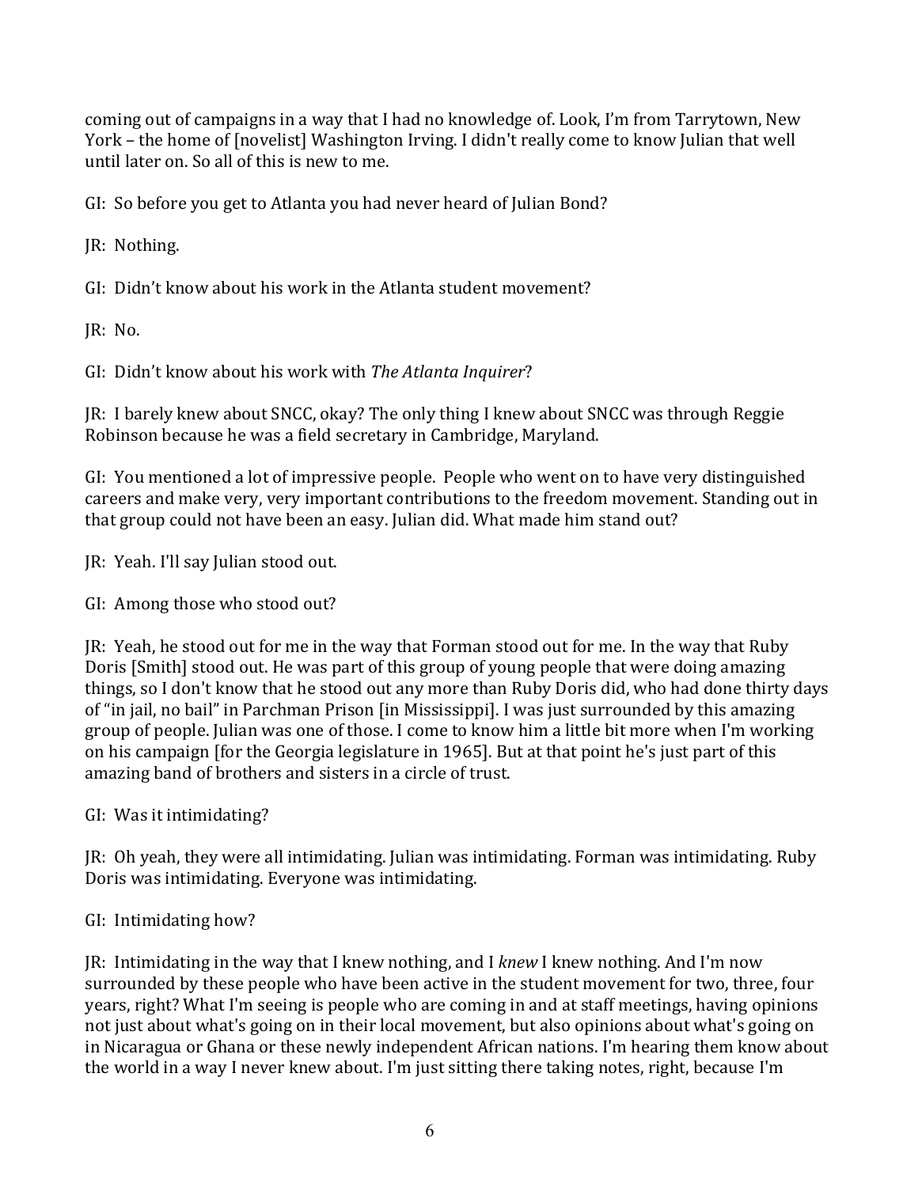coming out of campaigns in a way that I had no knowledge of. Look, I'm from Tarrytown, New York – the home of [novelist] Washington Irving. I didn't really come to know Julian that well until later on. So all of this is new to me.

GI: So before you get to Atlanta you had never heard of Julian Bond?

JR: Nothing.

GI: Didn't know about his work in the Atlanta student movement?

JR: No.

GI: Didn't know about his work with *The Atlanta Inquirer*?

JR: I barely knew about SNCC, okay? The only thing I knew about SNCC was through Reggie Robinson because he was a field secretary in Cambridge, Maryland.

GI: You mentioned a lot of impressive people. People who went on to have very distinguished careers and make very, very important contributions to the freedom movement. Standing out in that group could not have been an easy. Julian did. What made him stand out?

JR: Yeah. I'll say Julian stood out.

GI: Among those who stood out?

JR: Yeah, he stood out for me in the way that Forman stood out for me. In the way that Ruby Doris [Smith] stood out. He was part of this group of young people that were doing amazing things, so I don't know that he stood out any more than Ruby Doris did, who had done thirty days of "in jail, no bail" in Parchman Prison [in Mississippi]. I was just surrounded by this amazing group of people. Julian was one of those. I come to know him a little bit more when I'm working on his campaign [for the Georgia legislature in 1965]. But at that point he's just part of this amazing band of brothers and sisters in a circle of trust.

GI: Was it intimidating?

JR: Oh yeah, they were all intimidating. Julian was intimidating. Forman was intimidating. Ruby Doris was intimidating. Everyone was intimidating.

GI: Intimidating how?

JR: Intimidating in the way that I knew nothing, and I *knew* I knew nothing. And I'm now surrounded by these people who have been active in the student movement for two, three, four years, right? What I'm seeing is people who are coming in and at staff meetings, having opinions not just about what's going on in their local movement, but also opinions about what's going on in Nicaragua or Ghana or these newly independent African nations. I'm hearing them know about the world in a way I never knew about. I'm just sitting there taking notes, right, because I'm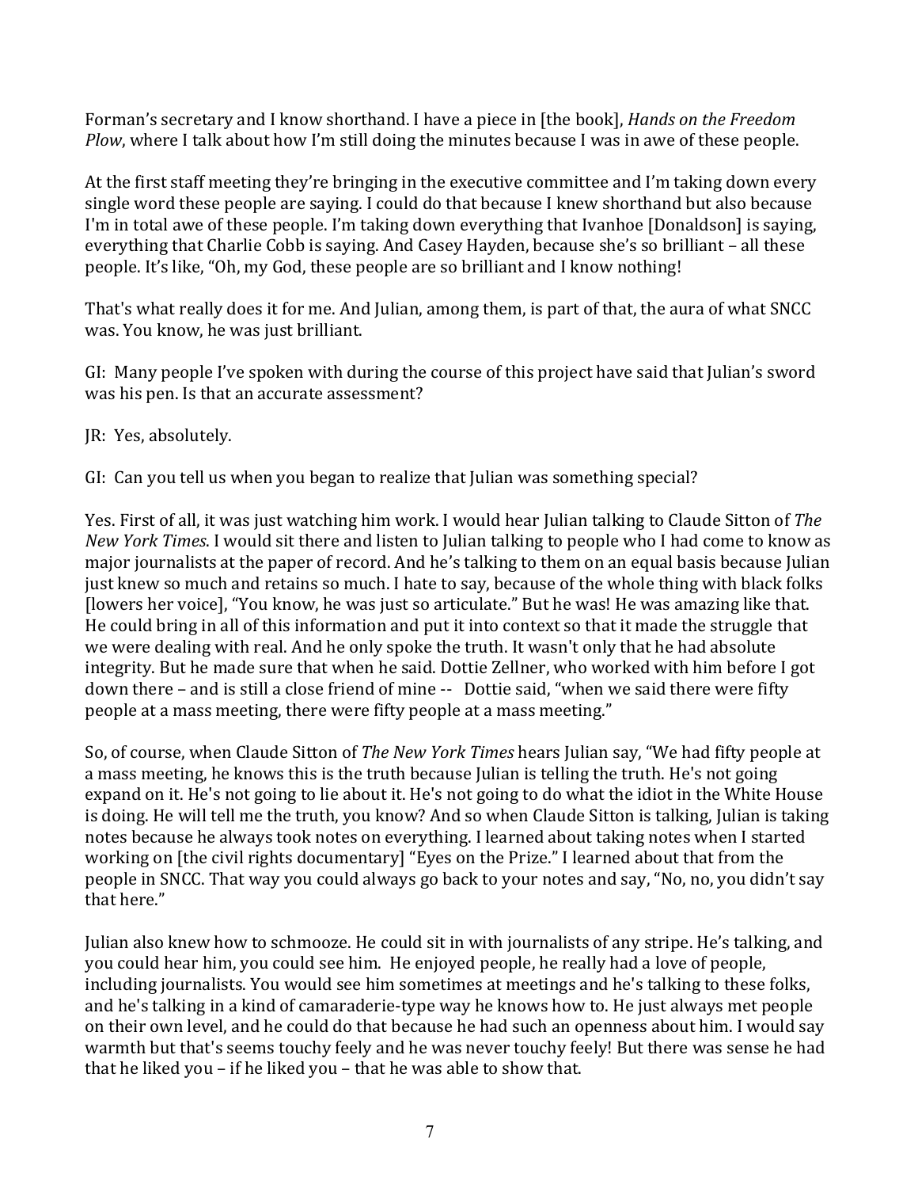Forman's secretary and I know shorthand. I have a piece in [the book], *Hands on the Freedom Plow*, where I talk about how I'm still doing the minutes because I was in awe of these people.

At the first staff meeting they're bringing in the executive committee and I'm taking down every single word these people are saying. I could do that because I knew shorthand but also because I'm in total awe of these people. I'm taking down everything that Ivanhoe [Donaldson] is saying, everything that Charlie Cobb is saying. And Casey Hayden, because she's so brilliant – all these people. It's like, "Oh, my God, these people are so brilliant and I know nothing!

That's what really does it for me. And Julian, among them, is part of that, the aura of what SNCC was. You know, he was just brilliant.

GI: Many people I've spoken with during the course of this project have said that Julian's sword was his pen. Is that an accurate assessment?

JR: Yes, absolutely.

GI: Can you tell us when you began to realize that Julian was something special?

Yes. First of all, it was just watching him work. I would hear Julian talking to Claude Sitton of *The New York Times*. I would sit there and listen to Julian talking to people who I had come to know as major journalists at the paper of record. And he's talking to them on an equal basis because Julian just knew so much and retains so much. I hate to say, because of the whole thing with black folks [lowers her voice], "You know, he was just so articulate." But he was! He was amazing like that. He could bring in all of this information and put it into context so that it made the struggle that we were dealing with real. And he only spoke the truth. It wasn't only that he had absolute integrity. But he made sure that when he said. Dottie Zellner, who worked with him before I got down there – and is still a close friend of mine -- Dottie said, "when we said there were fifty people at a mass meeting, there were fifty people at a mass meeting."

So, of course, when Claude Sitton of *The New York Times* hears Julian say, "We had fifty people at a mass meeting, he knows this is the truth because Julian is telling the truth. He's not going expand on it. He's not going to lie about it. He's not going to do what the idiot in the White House is doing. He will tell me the truth, you know? And so when Claude Sitton is talking, Julian is taking notes because he always took notes on everything. I learned about taking notes when I started working on [the civil rights documentary] "Eyes on the Prize." I learned about that from the people in SNCC. That way you could always go back to your notes and say, "No, no, you didn't say that here."

Julian also knew how to schmooze. He could sit in with journalists of any stripe. He's talking, and you could hear him, you could see him. He enjoyed people, he really had a love of people, including journalists. You would see him sometimes at meetings and he's talking to these folks, and he's talking in a kind of camaraderie-type way he knows how to. He just always met people on their own level, and he could do that because he had such an openness about him. I would say warmth but that's seems touchy feely and he was never touchy feely! But there was sense he had that he liked you – if he liked you – that he was able to show that.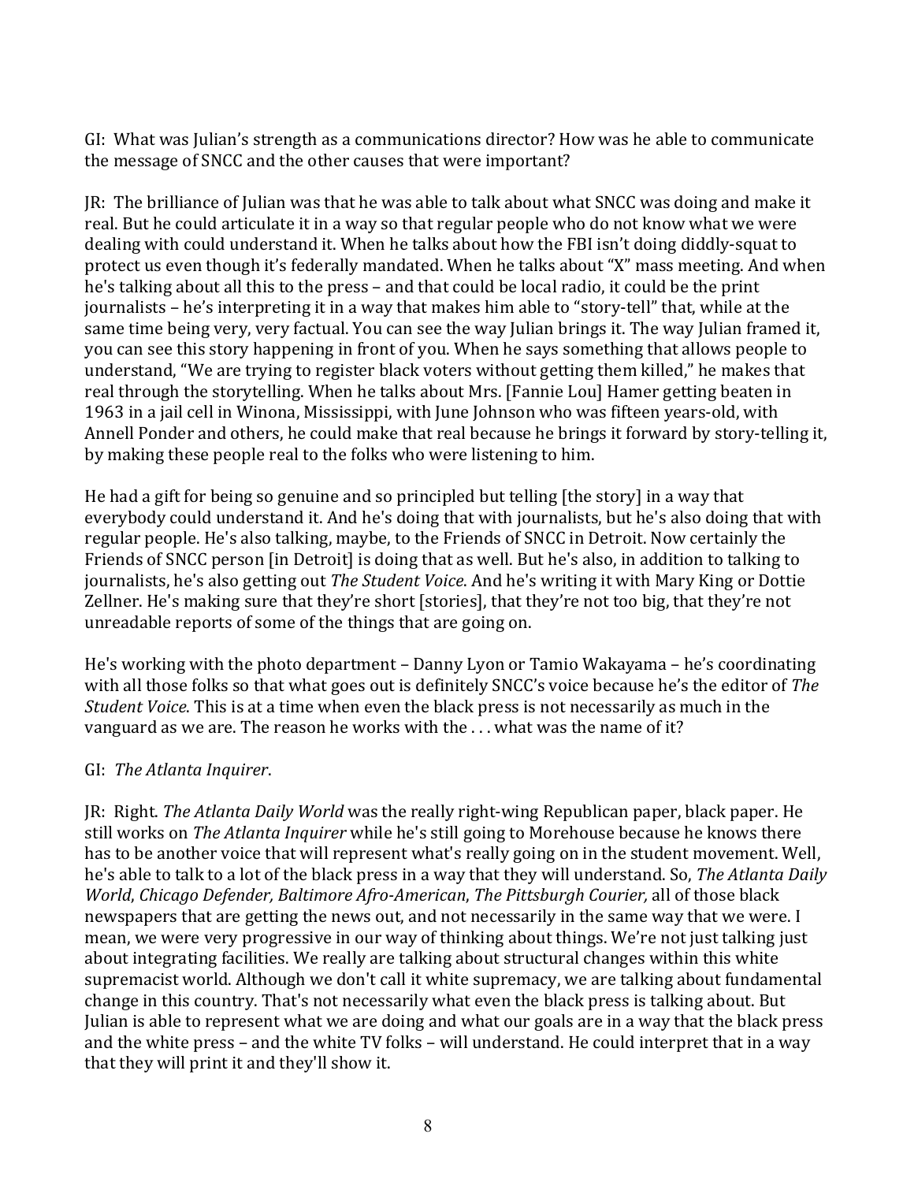GI: What was Julian's strength as a communications director? How was he able to communicate the message of SNCC and the other causes that were important?

JR: The brilliance of Julian was that he was able to talk about what SNCC was doing and make it real. But he could articulate it in a way so that regular people who do not know what we were dealing with could understand it. When he talks about how the FBI isn't doing diddly-squat to protect us even though it's federally mandated. When he talks about "X" mass meeting. And when he's talking about all this to the press – and that could be local radio, it could be the print journalists – he's interpreting it in a way that makes him able to "story-tell" that, while at the same time being very, very factual. You can see the way Julian brings it. The way Julian framed it, you can see this story happening in front of you. When he says something that allows people to understand, "We are trying to register black voters without getting them killed," he makes that real through the storytelling. When he talks about Mrs. [Fannie Lou] Hamer getting beaten in 1963 in a jail cell in Winona, Mississippi, with June Johnson who was fifteen years-old, with Annell Ponder and others, he could make that real because he brings it forward by story-telling it, by making these people real to the folks who were listening to him.

He had a gift for being so genuine and so principled but telling [the story] in a way that everybody could understand it. And he's doing that with journalists, but he's also doing that with regular people. He's also talking, maybe, to the Friends of SNCC in Detroit. Now certainly the Friends of SNCC person [in Detroit] is doing that as well. But he's also, in addition to talking to journalists, he's also getting out *The Student Voice*. And he's writing it with Mary King or Dottie Zellner. He's making sure that they're short [stories], that they're not too big, that they're not unreadable reports of some of the things that are going on.

He's working with the photo department – Danny Lyon or Tamio Wakayama – he's coordinating with all those folks so that what goes out is definitely SNCC's voice because he's the editor of *The Student Voice.* This is at a time when even the black press is not necessarily as much in the vanguard as we are. The reason he works with the . . . what was the name of it?

GI: *The Atlanta Inquirer*.

JR: Right. *The Atlanta Daily World* was the really right-wing Republican paper, black paper. He still works on *The Atlanta Inquirer* while he's still going to Morehouse because he knows there has to be another voice that will represent what's really going on in the student movement. Well, he's able to talk to a lot of the black press in a way that they will understand. So, *The Atlanta Daily World*, *Chicago Defender, Baltimore Afro-American*, *The Pittsburgh Courier,* all of those black newspapers that are getting the news out, and not necessarily in the same way that we were. I mean, we were very progressive in our way of thinking about things. We're not just talking just about integrating facilities. We really are talking about structural changes within this white supremacist world. Although we don't call it white supremacy, we are talking about fundamental change in this country. That's not necessarily what even the black press is talking about. But Julian is able to represent what we are doing and what our goals are in a way that the black press and the white press – and the white TV folks – will understand. He could interpret that in a way that they will print it and they'll show it.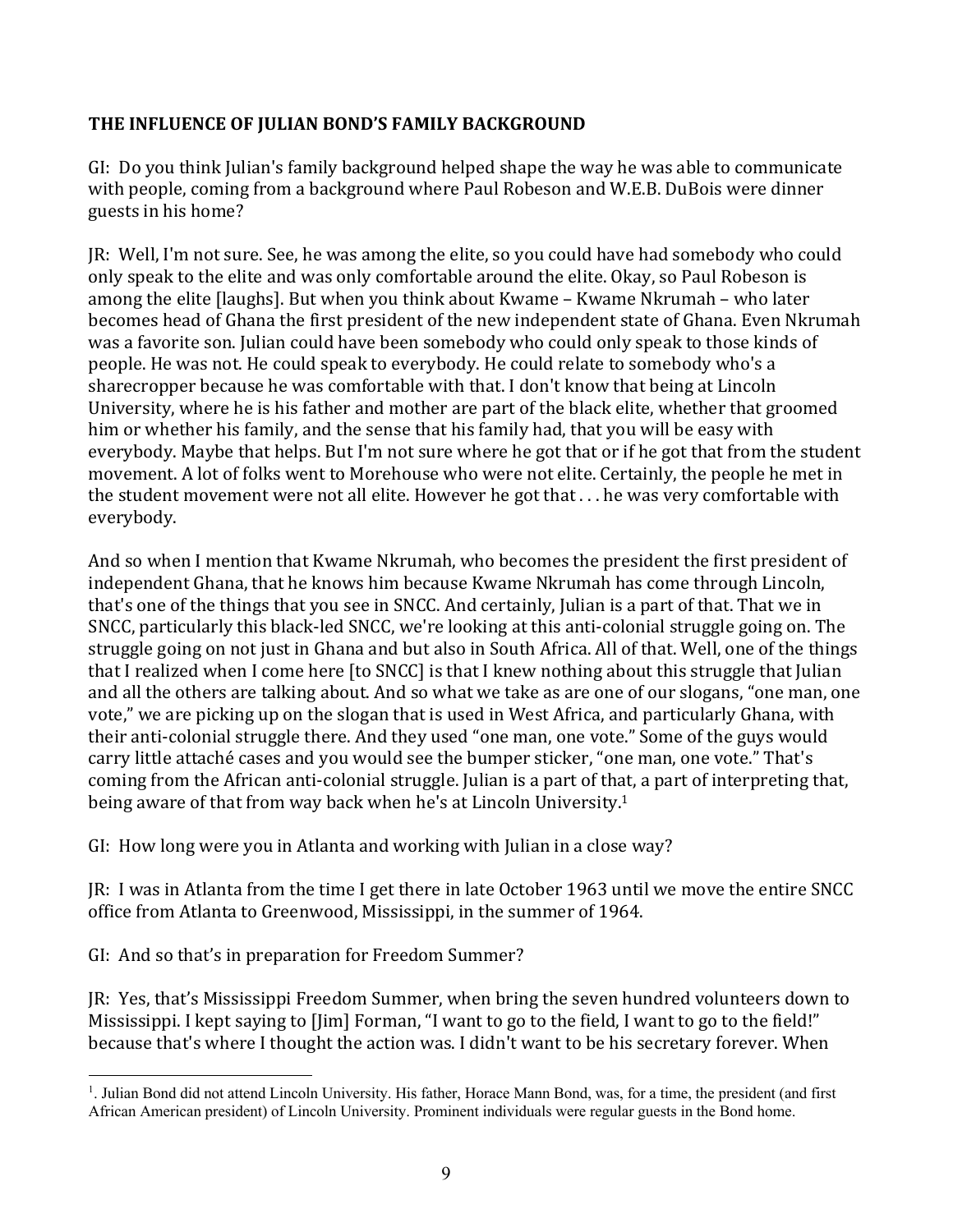**THE INFLUENCE OF JULIAN BOND'S FAMILY BACKGROUND**

GI: Do you think Julian's family background helped shape the way he was able to communicate with people, coming from a background where Paul Robeson and W.E.B. DuBois were dinner guests in his home?

JR: Well, I'm not sure. See, he was among the elite, so you could have had somebody who could only speak to the elite and was only comfortable around the elite. Okay, so Paul Robeson is among the elite [laughs]. But when you think about Kwame – Kwame Nkrumah – who later becomes head of Ghana the first president of the new independent state of Ghana. Even Nkrumah was a favorite son. Julian could have been somebody who could only speak to those kinds of people. He was not. He could speak to everybody. He could relate to somebody who's a sharecropper because he was comfortable with that. I don't know that being at Lincoln University, where he is his father and mother are part of the black elite, whether that groomed him or whether his family, and the sense that his family had, that you will be easy with everybody. Maybe that helps. But I'm not sure where he got that or if he got that from the student movement. A lot of folks went to Morehouse who were not elite. Certainly, the people he met in the student movement were not all elite. However he got that . . . he was very comfortable with everybody.

And so when I mention that Kwame Nkrumah, who becomes the president the first president of independent Ghana, that he knows him because Kwame Nkrumah has come through Lincoln, that's one of the things that you see in SNCC. And certainly, Julian is a part of that. That we in SNCC, particularly this black-led SNCC, we're looking at this anti-colonial struggle going on. The struggle going on not just in Ghana and but also in South Africa. All of that. Well, one of the things that I realized when I come here [to SNCC] is that I knew nothing about this struggle that Julian and all the others are talking about. And so what we take as are one of our slogans, "one man, one vote," we are picking up on the slogan that is used in West Africa, and particularly Ghana, with their anti-colonial struggle there. And they used "one man, one vote." Some of the guys would carry little attaché cases and you would see the bumper sticker, "one man, one vote." That's coming from the African anti-colonial struggle. Julian is a part of that, a part of interpreting that, being aware of that from way back when he's at Lincoln University.[1]

GI: How long were you in Atlanta and working with Julian in a close way?

JR: I was in Atlanta from the time I get there in late October 1963 until we move the entire SNCC office from Atlanta to Greenwood, Mississippi, in the summer of 1964.

GI: And so that's in preparation for Freedom Summer?

JR: Yes, that's Mississippi Freedom Summer, when bring the seven hundred volunteers down to Mississippi. I kept saying to [Jim] Forman, "I want to go to the field, I want to go to the field!" because that's where I thought the action was. I didn't want to be his secretary forever. When

---

[1]. Julian Bond did not attend Lincoln University. His father, Horace Mann Bond, was, for a time, the president (and first African American president) of Lincoln University. Prominent individuals were regular guests in the Bond home.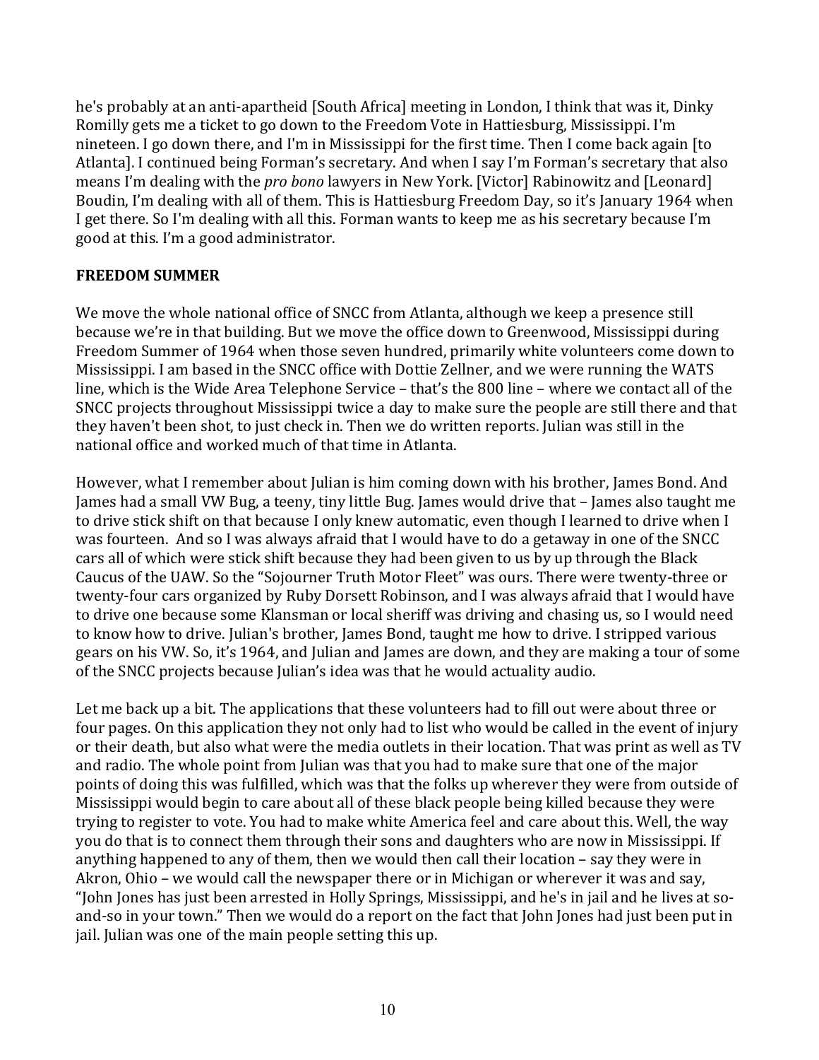he's probably at an anti-apartheid [South Africa] meeting in London, I think that was it, Dinky Romilly gets me a ticket to go down to the Freedom Vote in Hattiesburg, Mississippi. I'm nineteen. I go down there, and I'm in Mississippi for the first time. Then I come back again [to Atlanta]. I continued being Forman's secretary. And when I say I'm Forman's secretary that also means I'm dealing with the *pro bono* lawyers in New York. [Victor] Rabinowitz and [Leonard] Boudin, I'm dealing with all of them. This is Hattiesburg Freedom Day, so it's January 1964 when I get there. So I'm dealing with all this. Forman wants to keep me as his secretary because I'm good at this. I'm a good administrator.

## FREEDOM SUMMER

We move the whole national office of SNCC from Atlanta, although we keep a presence still because we're in that building. But we move the office down to Greenwood, Mississippi during Freedom Summer of 1964 when those seven hundred, primarily white volunteers come down to Mississippi. I am based in the SNCC office with Dottie Zellner, and we were running the WATS line, which is the Wide Area Telephone Service – that's the 800 line – where we contact all of the SNCC projects throughout Mississippi twice a day to make sure the people are still there and that they haven't been shot, to just check in. Then we do written reports. Julian was still in the national office and worked much of that time in Atlanta.

However, what I remember about Julian is him coming down with his brother, James Bond. And James had a small VW Bug, a teeny, tiny little Bug. James would drive that – James also taught me to drive stick shift on that because I only knew automatic, even though I learned to drive when I was fourteen. And so I was always afraid that I would have to do a getaway in one of the SNCC cars all of which were stick shift because they had been given to us by up through the Black Caucus of the UAW. So the "Sojourner Truth Motor Fleet" was ours. There were twenty-three or twenty-four cars organized by Ruby Dorsett Robinson, and I was always afraid that I would have to drive one because some Klansman or local sheriff was driving and chasing us, so I would need to know how to drive. Julian's brother, James Bond, taught me how to drive. I stripped various gears on his VW. So, it's 1964, and Julian and James are down, and they are making a tour of some of the SNCC projects because Julian's idea was that he would actuality audio.

Let me back up a bit. The applications that these volunteers had to fill out were about three or four pages. On this application they not only had to list who would be called in the event of injury or their death, but also what were the media outlets in their location. That was print as well as TV and radio. The whole point from Julian was that you had to make sure that one of the major points of doing this was fulfilled, which was that the folks up wherever they were from outside of Mississippi would begin to care about all of these black people being killed because they were trying to register to vote. You had to make white America feel and care about this. Well, the way you do that is to connect them through their sons and daughters who are now in Mississippi. If anything happened to any of them, then we would then call their location – say they were in Akron, Ohio – we would call the newspaper there or in Michigan or wherever it was and say, "John Jones has just been arrested in Holly Springs, Mississippi, and he's in jail and he lives at so-and-so in your town." Then we would do a report on the fact that John Jones had just been put in jail. Julian was one of the main people setting this up.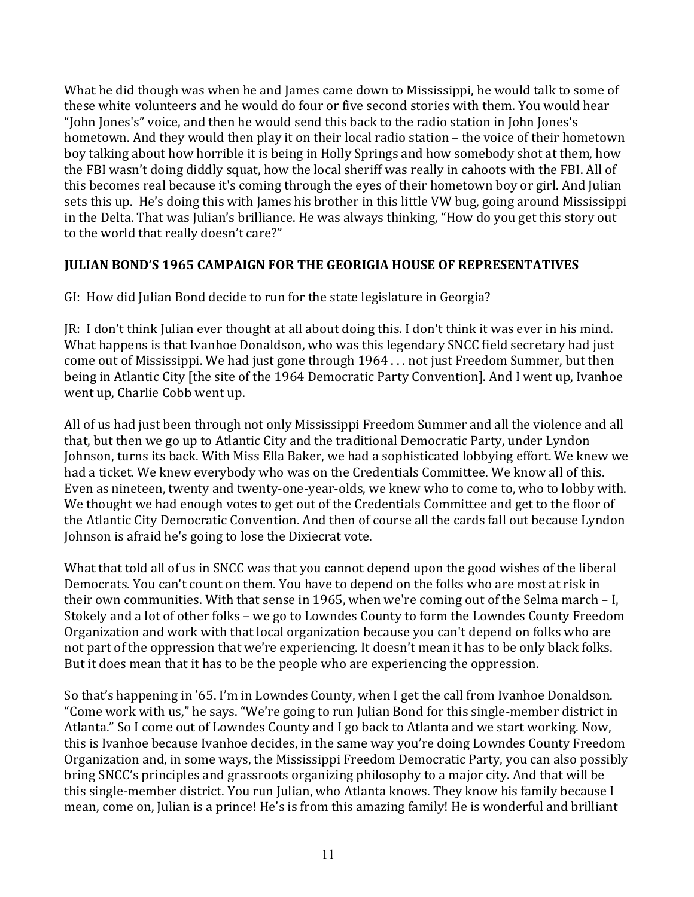What he did though was when he and James came down to Mississippi, he would talk to some of these white volunteers and he would do four or five second stories with them. You would hear "John Jones's" voice, and then he would send this back to the radio station in John Jones's hometown. And they would then play it on their local radio station – the voice of their hometown boy talking about how horrible it is being in Holly Springs and how somebody shot at them, how the FBI wasn't doing diddly squat, how the local sheriff was really in cahoots with the FBI. All of this becomes real because it's coming through the eyes of their hometown boy or girl. And Julian sets this up. He's doing this with James his brother in this little VW bug, going around Mississippi in the Delta. That was Julian's brilliance. He was always thinking, "How do you get this story out to the world that really doesn't care?"

## JULIAN BOND'S 1965 CAMPAIGN FOR THE GEORIGIA HOUSE OF REPRESENTATIVES

GI: How did Julian Bond decide to run for the state legislature in Georgia?

JR: I don't think Julian ever thought at all about doing this. I don't think it was ever in his mind. What happens is that Ivanhoe Donaldson, who was this legendary SNCC field secretary had just come out of Mississippi. We had just gone through 1964 . . . not just Freedom Summer, but then being in Atlantic City [the site of the 1964 Democratic Party Convention]. And I went up, Ivanhoe went up, Charlie Cobb went up.

All of us had just been through not only Mississippi Freedom Summer and all the violence and all that, but then we go up to Atlantic City and the traditional Democratic Party, under Lyndon Johnson, turns its back. With Miss Ella Baker, we had a sophisticated lobbying effort. We knew we had a ticket. We knew everybody who was on the Credentials Committee. We know all of this. Even as nineteen, twenty and twenty-one-year-olds, we knew who to come to, who to lobby with. We thought we had enough votes to get out of the Credentials Committee and get to the floor of the Atlantic City Democratic Convention. And then of course all the cards fall out because Lyndon Johnson is afraid he's going to lose the Dixiecrat vote.

What that told all of us in SNCC was that you cannot depend upon the good wishes of the liberal Democrats. You can't count on them. You have to depend on the folks who are most at risk in their own communities. With that sense in 1965, when we're coming out of the Selma march – I, Stokely and a lot of other folks – we go to Lowndes County to form the Lowndes County Freedom Organization and work with that local organization because you can't depend on folks who are not part of the oppression that we're experiencing. It doesn't mean it has to be only black folks. But it does mean that it has to be the people who are experiencing the oppression.

So that's happening in '65. I'm in Lowndes County, when I get the call from Ivanhoe Donaldson. "Come work with us," he says. "We're going to run Julian Bond for this single-member district in Atlanta." So I come out of Lowndes County and I go back to Atlanta and we start working. Now, this is Ivanhoe because Ivanhoe decides, in the same way you're doing Lowndes County Freedom Organization and, in some ways, the Mississippi Freedom Democratic Party, you can also possibly bring SNCC's principles and grassroots organizing philosophy to a major city. And that will be this single-member district. You run Julian, who Atlanta knows. They know his family because I mean, come on, Julian is a prince! He's is from this amazing family! He is wonderful and brilliant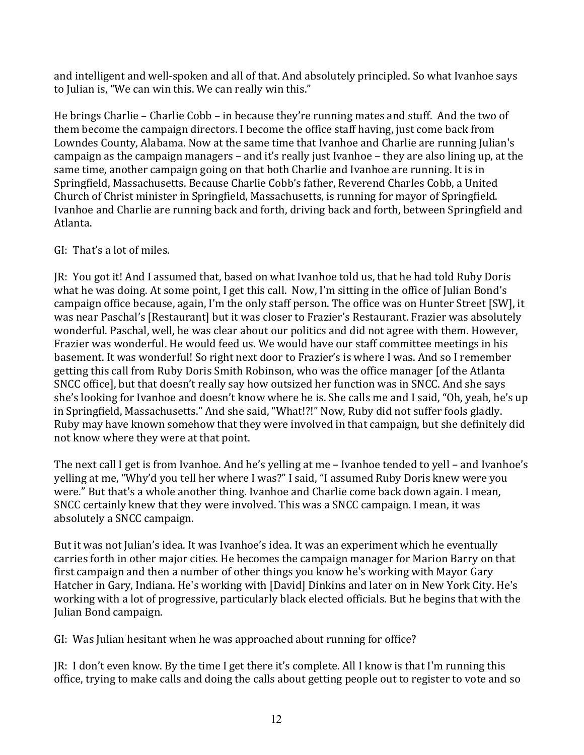and intelligent and well-spoken and all of that. And absolutely principled. So what Ivanhoe says to Julian is, "We can win this. We can really win this."

He brings Charlie – Charlie Cobb – in because they're running mates and stuff. And the two of them become the campaign directors. I become the office staff having, just come back from Lowndes County, Alabama. Now at the same time that Ivanhoe and Charlie are running Julian's campaign as the campaign managers – and it's really just Ivanhoe – they are also lining up, at the same time, another campaign going on that both Charlie and Ivanhoe are running. It is in Springfield, Massachusetts. Because Charlie Cobb's father, Reverend Charles Cobb, a United Church of Christ minister in Springfield, Massachusetts, is running for mayor of Springfield. Ivanhoe and Charlie are running back and forth, driving back and forth, between Springfield and Atlanta.

GI: That's a lot of miles.

JR: You got it! And I assumed that, based on what Ivanhoe told us, that he had told Ruby Doris what he was doing. At some point, I get this call. Now, I'm sitting in the office of Julian Bond's campaign office because, again, I'm the only staff person. The office was on Hunter Street [SW], it was near Paschal's [Restaurant] but it was closer to Frazier's Restaurant. Frazier was absolutely wonderful. Paschal, well, he was clear about our politics and did not agree with them. However, Frazier was wonderful. He would feed us. We would have our staff committee meetings in his basement. It was wonderful! So right next door to Frazier's is where I was. And so I remember getting this call from Ruby Doris Smith Robinson, who was the office manager [of the Atlanta SNCC office], but that doesn't really say how outsized her function was in SNCC. And she says she's looking for Ivanhoe and doesn't know where he is. She calls me and I said, "Oh, yeah, he's up in Springfield, Massachusetts." And she said, "What!?!" Now, Ruby did not suffer fools gladly. Ruby may have known somehow that they were involved in that campaign, but she definitely did not know where they were at that point.

The next call I get is from Ivanhoe. And he's yelling at me – Ivanhoe tended to yell – and Ivanhoe's yelling at me, "Why'd you tell her where I was?" I said, "I assumed Ruby Doris knew were you were." But that's a whole another thing. Ivanhoe and Charlie come back down again. I mean, SNCC certainly knew that they were involved. This was a SNCC campaign. I mean, it was absolutely a SNCC campaign.

But it was not Julian's idea. It was Ivanhoe's idea. It was an experiment which he eventually carries forth in other major cities. He becomes the campaign manager for Marion Barry on that first campaign and then a number of other things you know he's working with Mayor Gary Hatcher in Gary, Indiana. He's working with [David] Dinkins and later on in New York City. He's working with a lot of progressive, particularly black elected officials. But he begins that with the Julian Bond campaign.

GI: Was Julian hesitant when he was approached about running for office?

JR: I don't even know. By the time I get there it's complete. All I know is that I'm running this office, trying to make calls and doing the calls about getting people out to register to vote and so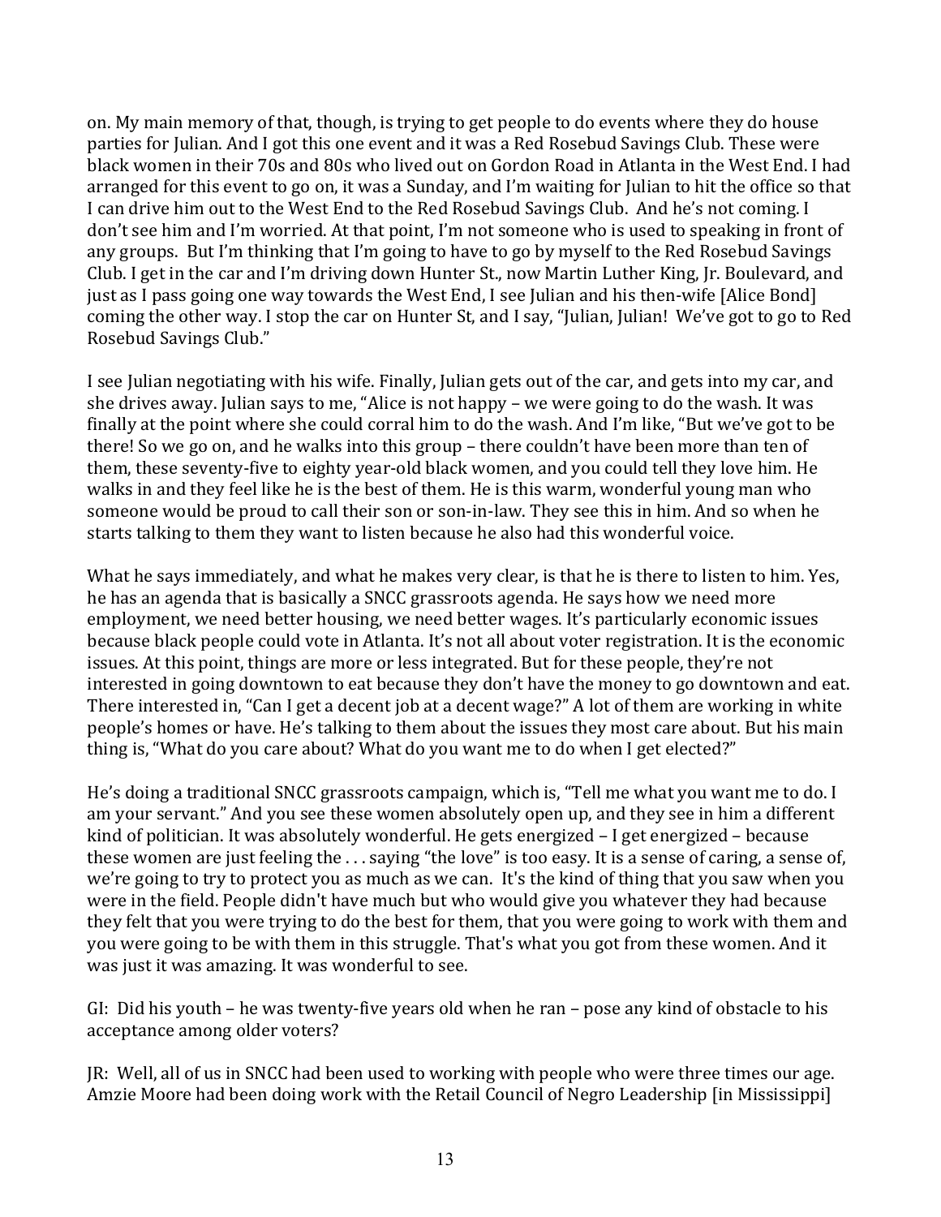on. My main memory of that, though, is trying to get people to do events where they do house parties for Julian. And I got this one event and it was a Red Rosebud Savings Club. These were black women in their 70s and 80s who lived out on Gordon Road in Atlanta in the West End. I had arranged for this event to go on, it was a Sunday, and I'm waiting for Julian to hit the office so that I can drive him out to the West End to the Red Rosebud Savings Club. And he's not coming. I don't see him and I'm worried. At that point, I'm not someone who is used to speaking in front of any groups. But I'm thinking that I'm going to have to go by myself to the Red Rosebud Savings Club. I get in the car and I'm driving down Hunter St., now Martin Luther King, Jr. Boulevard, and just as I pass going one way towards the West End, I see Julian and his then-wife [Alice Bond] coming the other way. I stop the car on Hunter St, and I say, "Julian, Julian! We've got to go to Red Rosebud Savings Club."

I see Julian negotiating with his wife. Finally, Julian gets out of the car, and gets into my car, and she drives away. Julian says to me, "Alice is not happy – we were going to do the wash. It was finally at the point where she could corral him to do the wash. And I'm like, "But we've got to be there! So we go on, and he walks into this group – there couldn't have been more than ten of them, these seventy-five to eighty year-old black women, and you could tell they love him. He walks in and they feel like he is the best of them. He is this warm, wonderful young man who someone would be proud to call their son or son-in-law. They see this in him. And so when he starts talking to them they want to listen because he also had this wonderful voice.

What he says immediately, and what he makes very clear, is that he is there to listen to him. Yes, he has an agenda that is basically a SNCC grassroots agenda. He says how we need more employment, we need better housing, we need better wages. It's particularly economic issues because black people could vote in Atlanta. It's not all about voter registration. It is the economic issues. At this point, things are more or less integrated. But for these people, they're not interested in going downtown to eat because they don't have the money to go downtown and eat. There interested in, "Can I get a decent job at a decent wage?" A lot of them are working in white people's homes or have. He's talking to them about the issues they most care about. But his main thing is, "What do you care about? What do you want me to do when I get elected?"

He's doing a traditional SNCC grassroots campaign, which is, "Tell me what you want me to do. I am your servant." And you see these women absolutely open up, and they see in him a different kind of politician. It was absolutely wonderful. He gets energized – I get energized – because these women are just feeling the . . . saying "the love" is too easy. It is a sense of caring, a sense of, we're going to try to protect you as much as we can. It's the kind of thing that you saw when you were in the field. People didn't have much but who would give you whatever they had because they felt that you were trying to do the best for them, that you were going to work with them and you were going to be with them in this struggle. That's what you got from these women. And it was just it was amazing. It was wonderful to see.

GI: Did his youth – he was twenty-five years old when he ran – pose any kind of obstacle to his acceptance among older voters?

JR: Well, all of us in SNCC had been used to working with people who were three times our age. Amzie Moore had been doing work with the Retail Council of Negro Leadership [in Mississippi]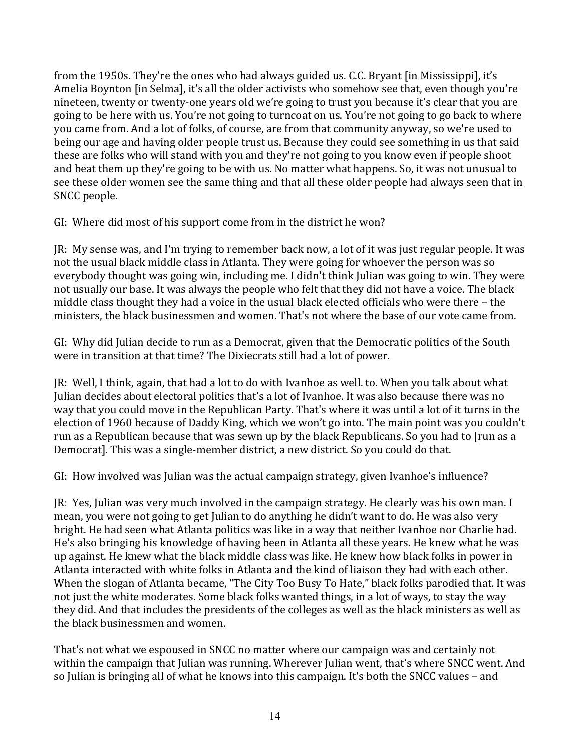from the 1950s. They're the ones who had always guided us. C.C. Bryant [in Mississippi], it's Amelia Boynton [in Selma], it's all the older activists who somehow see that, even though you're nineteen, twenty or twenty-one years old we're going to trust you because it's clear that you are going to be here with us. You're not going to turncoat on us. You're not going to go back to where you came from. And a lot of folks, of course, are from that community anyway, so we're used to being our age and having older people trust us. Because they could see something in us that said these are folks who will stand with you and they're not going to you know even if people shoot and beat them up they're going to be with us. No matter what happens. So, it was not unusual to see these older women see the same thing and that all these older people had always seen that in SNCC people.

GI: Where did most of his support come from in the district he won?

JR: My sense was, and I'm trying to remember back now, a lot of it was just regular people. It was not the usual black middle class in Atlanta. They were going for whoever the person was so everybody thought was going win, including me. I didn't think Julian was going to win. They were not usually our base. It was always the people who felt that they did not have a voice. The black middle class thought they had a voice in the usual black elected officials who were there – the ministers, the black businessmen and women. That's not where the base of our vote came from.

GI: Why did Julian decide to run as a Democrat, given that the Democratic politics of the South were in transition at that time? The Dixiecrats still had a lot of power.

JR: Well, I think, again, that had a lot to do with Ivanhoe as well. to. When you talk about what Julian decides about electoral politics that's a lot of Ivanhoe. It was also because there was no way that you could move in the Republican Party. That's where it was until a lot of it turns in the election of 1960 because of Daddy King, which we won't go into. The main point was you couldn't run as a Republican because that was sewn up by the black Republicans. So you had to [run as a Democrat]. This was a single-member district, a new district. So you could do that.

GI: How involved was Julian was the actual campaign strategy, given Ivanhoe's influence?

JR: Yes, Julian was very much involved in the campaign strategy. He clearly was his own man. I mean, you were not going to get Julian to do anything he didn't want to do. He was also very bright. He had seen what Atlanta politics was like in a way that neither Ivanhoe nor Charlie had. He's also bringing his knowledge of having been in Atlanta all these years. He knew what he was up against. He knew what the black middle class was like. He knew how black folks in power in Atlanta interacted with white folks in Atlanta and the kind of liaison they had with each other. When the slogan of Atlanta became, "The City Too Busy To Hate," black folks parodied that. It was not just the white moderates. Some black folks wanted things, in a lot of ways, to stay the way they did. And that includes the presidents of the colleges as well as the black ministers as well as the black businessmen and women.

That's not what we espoused in SNCC no matter where our campaign was and certainly not within the campaign that Julian was running. Wherever Julian went, that's where SNCC went. And so Julian is bringing all of what he knows into this campaign. It's both the SNCC values – and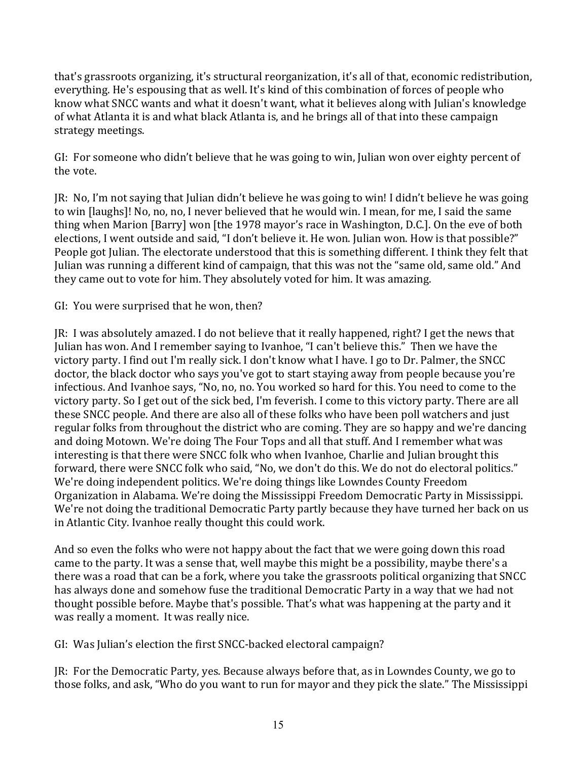that's grassroots organizing, it's structural reorganization, it's all of that, economic redistribution, everything. He's espousing that as well. It's kind of this combination of forces of people who know what SNCC wants and what it doesn't want, what it believes along with Julian's knowledge of what Atlanta it is and what black Atlanta is, and he brings all of that into these campaign strategy meetings.

GI: For someone who didn't believe that he was going to win, Julian won over eighty percent of the vote.

JR: No, I'm not saying that Julian didn't believe he was going to win! I didn't believe he was going to win [laughs]! No, no, no, I never believed that he would win. I mean, for me, I said the same thing when Marion [Barry] won [the 1978 mayor's race in Washington, D.C.]. On the eve of both elections, I went outside and said, "I don't believe it. He won. Julian won. How is that possible?" People got Julian. The electorate understood that this is something different. I think they felt that Julian was running a different kind of campaign, that this was not the "same old, same old." And they came out to vote for him. They absolutely voted for him. It was amazing.

GI: You were surprised that he won, then?

JR: I was absolutely amazed. I do not believe that it really happened, right? I get the news that Julian has won. And I remember saying to Ivanhoe, "I can't believe this." Then we have the victory party. I find out I'm really sick. I don't know what I have. I go to Dr. Palmer, the SNCC doctor, the black doctor who says you've got to start staying away from people because you're infectious. And Ivanhoe says, "No, no, no. You worked so hard for this. You need to come to the victory party. So I get out of the sick bed, I'm feverish. I come to this victory party. There are all these SNCC people. And there are also all of these folks who have been poll watchers and just regular folks from throughout the district who are coming. They are so happy and we're dancing and doing Motown. We're doing The Four Tops and all that stuff. And I remember what was interesting is that there were SNCC folk who when Ivanhoe, Charlie and Julian brought this forward, there were SNCC folk who said, "No, we don't do this. We do not do electoral politics." We're doing independent politics. We're doing things like Lowndes County Freedom Organization in Alabama. We're doing the Mississippi Freedom Democratic Party in Mississippi. We're not doing the traditional Democratic Party partly because they have turned her back on us in Atlantic City. Ivanhoe really thought this could work.

And so even the folks who were not happy about the fact that we were going down this road came to the party. It was a sense that, well maybe this might be a possibility, maybe there's a there was a road that can be a fork, where you take the grassroots political organizing that SNCC has always done and somehow fuse the traditional Democratic Party in a way that we had not thought possible before. Maybe that's possible. That's what was happening at the party and it was really a moment. It was really nice.

GI: Was Julian's election the first SNCC-backed electoral campaign?

JR: For the Democratic Party, yes. Because always before that, as in Lowndes County, we go to those folks, and ask, "Who do you want to run for mayor and they pick the slate." The Mississippi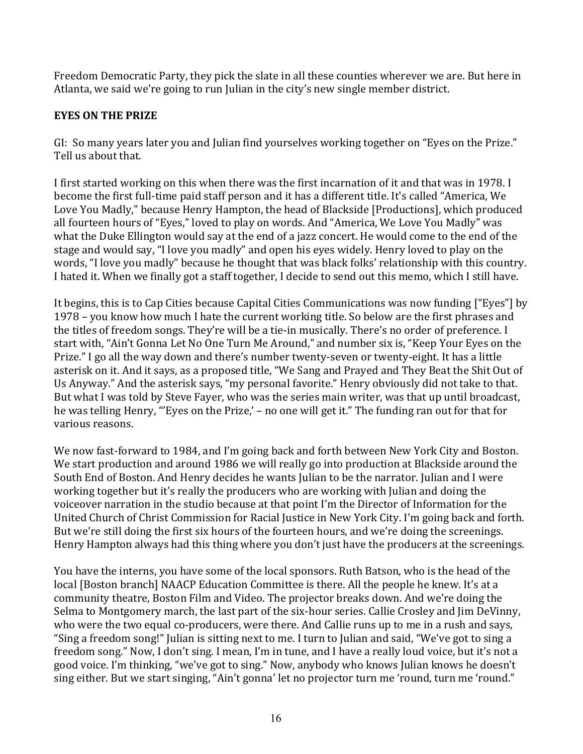Freedom Democratic Party, they pick the slate in all these counties wherever we are. But here in Atlanta, we said we're going to run Julian in the city's new single member district.

## EYES ON THE PRIZE

GI: So many years later you and Julian find yourselves working together on "Eyes on the Prize." Tell us about that.

I first started working on this when there was the first incarnation of it and that was in 1978. I become the first full-time paid staff person and it has a different title. It's called "America, We Love You Madly," because Henry Hampton, the head of Blackside [Productions], which produced all fourteen hours of "Eyes," loved to play on words. And "America, We Love You Madly" was what the Duke Ellington would say at the end of a jazz concert. He would come to the end of the stage and would say, "I love you madly" and open his eyes widely. Henry loved to play on the words, "I love you madly" because he thought that was black folks' relationship with this country. I hated it. When we finally got a staff together, I decide to send out this memo, which I still have.

It begins, this is to Cap Cities because Capital Cities Communications was now funding ["Eyes"] by 1978 – you know how much I hate the current working title. So below are the first phrases and the titles of freedom songs. They're will be a tie-in musically. There's no order of preference. I start with, "Ain't Gonna Let No One Turn Me Around," and number six is, "Keep Your Eyes on the Prize." I go all the way down and there's number twenty-seven or twenty-eight. It has a little asterisk on it. And it says, as a proposed title, "We Sang and Prayed and They Beat the Shit Out of Us Anyway." And the asterisk says, "my personal favorite." Henry obviously did not take to that. But what I was told by Steve Fayer, who was the series main writer, was that up until broadcast, he was telling Henry, "'Eyes on the Prize,' – no one will get it." The funding ran out for that for various reasons.

We now fast-forward to 1984, and I'm going back and forth between New York City and Boston. We start production and around 1986 we will really go into production at Blackside around the South End of Boston. And Henry decides he wants Julian to be the narrator. Julian and I were working together but it's really the producers who are working with Julian and doing the voiceover narration in the studio because at that point I'm the Director of Information for the United Church of Christ Commission for Racial Justice in New York City. I'm going back and forth. But we're still doing the first six hours of the fourteen hours, and we're doing the screenings. Henry Hampton always had this thing where you don't just have the producers at the screenings.

You have the interns, you have some of the local sponsors. Ruth Batson, who is the head of the local [Boston branch] NAACP Education Committee is there. All the people he knew. It's at a community theatre, Boston Film and Video. The projector breaks down. And we're doing the Selma to Montgomery march, the last part of the six-hour series. Callie Crosley and Jim DeVinny, who were the two equal co-producers, were there. And Callie runs up to me in a rush and says, "Sing a freedom song!" Julian is sitting next to me. I turn to Julian and said, "We've got to sing a freedom song." Now, I don't sing. I mean, I'm in tune, and I have a really loud voice, but it's not a good voice. I'm thinking, "we've got to sing." Now, anybody who knows Julian knows he doesn't sing either. But we start singing, "Ain't gonna' let no projector turn me 'round, turn me 'round."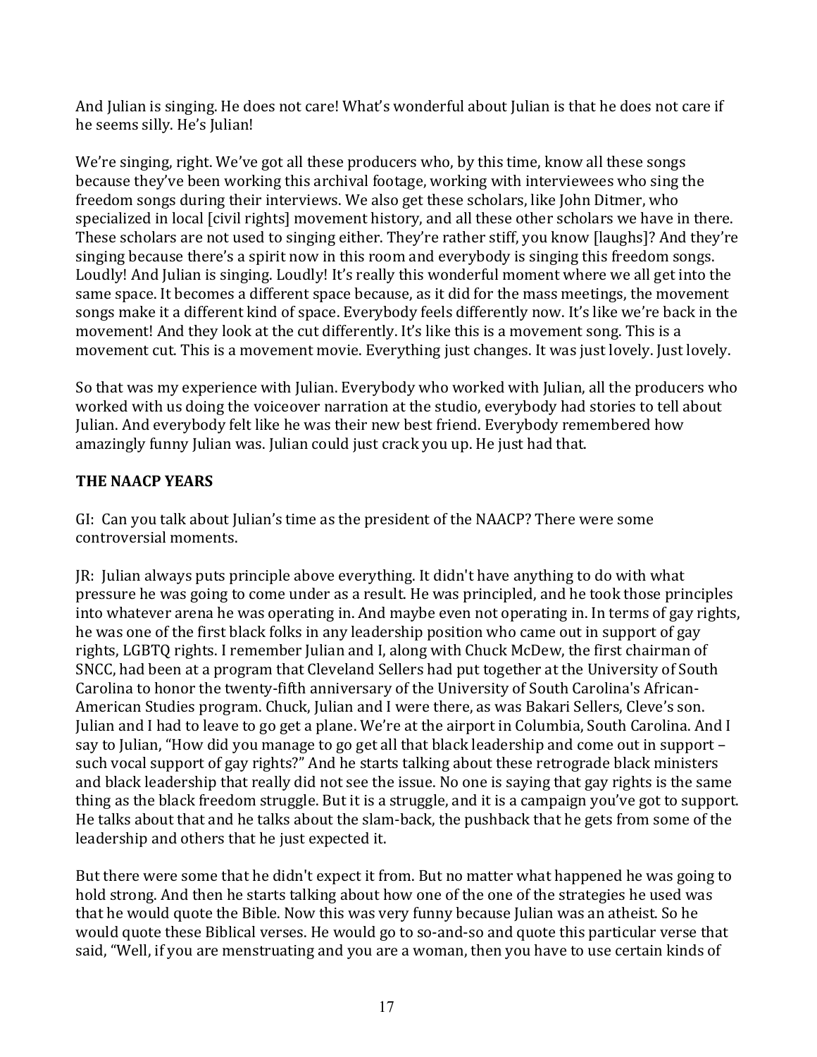And Julian is singing. He does not care! What's wonderful about Julian is that he does not care if he seems silly. He's Julian!

We're singing, right. We've got all these producers who, by this time, know all these songs because they've been working this archival footage, working with interviewees who sing the freedom songs during their interviews. We also get these scholars, like John Ditmer, who specialized in local [civil rights] movement history, and all these other scholars we have in there. These scholars are not used to singing either. They're rather stiff, you know [laughs]? And they're singing because there's a spirit now in this room and everybody is singing this freedom songs. Loudly! And Julian is singing. Loudly! It's really this wonderful moment where we all get into the same space. It becomes a different space because, as it did for the mass meetings, the movement songs make it a different kind of space. Everybody feels differently now. It's like we're back in the movement! And they look at the cut differently. It's like this is a movement song. This is a movement cut. This is a movement movie. Everything just changes. It was just lovely. Just lovely.

So that was my experience with Julian. Everybody who worked with Julian, all the producers who worked with us doing the voiceover narration at the studio, everybody had stories to tell about Julian. And everybody felt like he was their new best friend. Everybody remembered how amazingly funny Julian was. Julian could just crack you up. He just had that.

## THE NAACP YEARS

GI: Can you talk about Julian's time as the president of the NAACP? There were some controversial moments.

JR: Julian always puts principle above everything. It didn't have anything to do with what pressure he was going to come under as a result. He was principled, and he took those principles into whatever arena he was operating in. And maybe even not operating in. In terms of gay rights, he was one of the first black folks in any leadership position who came out in support of gay rights, LGBTQ rights. I remember Julian and I, along with Chuck McDew, the first chairman of SNCC, had been at a program that Cleveland Sellers had put together at the University of South Carolina to honor the twenty-fifth anniversary of the University of South Carolina's African-American Studies program. Chuck, Julian and I were there, as was Bakari Sellers, Cleve's son. Julian and I had to leave to go get a plane. We're at the airport in Columbia, South Carolina. And I say to Julian, "How did you manage to go get all that black leadership and come out in support – such vocal support of gay rights?" And he starts talking about these retrograde black ministers and black leadership that really did not see the issue. No one is saying that gay rights is the same thing as the black freedom struggle. But it is a struggle, and it is a campaign you've got to support. He talks about that and he talks about the slam-back, the pushback that he gets from some of the leadership and others that he just expected it.

But there were some that he didn't expect it from. But no matter what happened he was going to hold strong. And then he starts talking about how one of the one of the strategies he used was that he would quote the Bible. Now this was very funny because Julian was an atheist. So he would quote these Biblical verses. He would go to so-and-so and quote this particular verse that said, "Well, if you are menstruating and you are a woman, then you have to use certain kinds of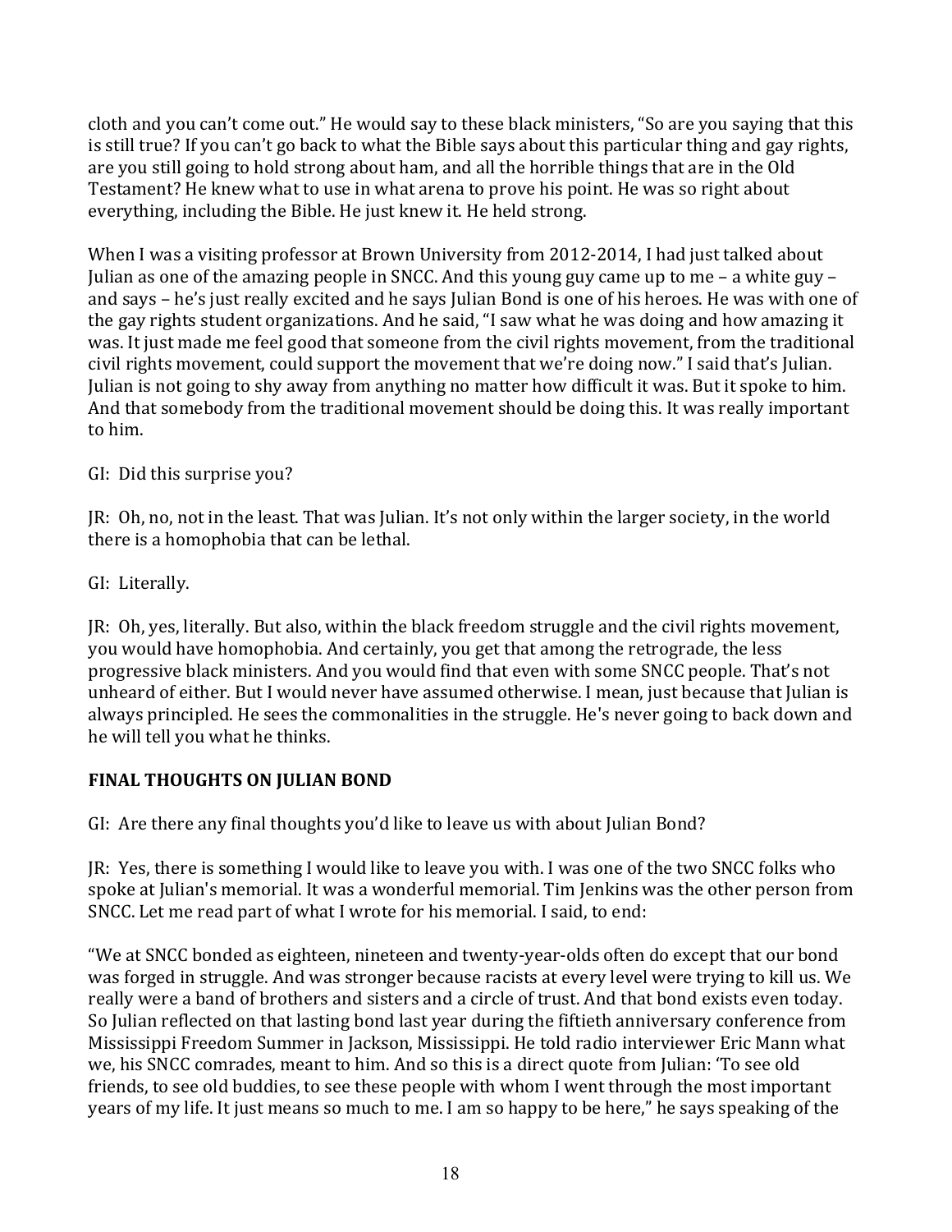cloth and you can't come out." He would say to these black ministers, "So are you saying that this is still true? If you can't go back to what the Bible says about this particular thing and gay rights, are you still going to hold strong about ham, and all the horrible things that are in the Old Testament? He knew what to use in what arena to prove his point. He was so right about everything, including the Bible. He just knew it. He held strong.

When I was a visiting professor at Brown University from 2012-2014, I had just talked about Julian as one of the amazing people in SNCC. And this young guy came up to me – a white guy – and says – he's just really excited and he says Julian Bond is one of his heroes. He was with one of the gay rights student organizations. And he said, "I saw what he was doing and how amazing it was. It just made me feel good that someone from the civil rights movement, from the traditional civil rights movement, could support the movement that we're doing now." I said that's Julian. Julian is not going to shy away from anything no matter how difficult it was. But it spoke to him. And that somebody from the traditional movement should be doing this. It was really important to him.

GI: Did this surprise you?

JR: Oh, no, not in the least. That was Julian. It's not only within the larger society, in the world there is a homophobia that can be lethal.

GI: Literally.

JR: Oh, yes, literally. But also, within the black freedom struggle and the civil rights movement, you would have homophobia. And certainly, you get that among the retrograde, the less progressive black ministers. And you would find that even with some SNCC people. That's not unheard of either. But I would never have assumed otherwise. I mean, just because that Julian is always principled. He sees the commonalities in the struggle. He's never going to back down and he will tell you what he thinks.

## FINAL THOUGHTS ON JULIAN BOND

GI: Are there any final thoughts you'd like to leave us with about Julian Bond?

JR: Yes, there is something I would like to leave you with. I was one of the two SNCC folks who spoke at Julian's memorial. It was a wonderful memorial. Tim Jenkins was the other person from SNCC. Let me read part of what I wrote for his memorial. I said, to end:

"We at SNCC bonded as eighteen, nineteen and twenty-year-olds often do except that our bond was forged in struggle. And was stronger because racists at every level were trying to kill us. We really were a band of brothers and sisters and a circle of trust. And that bond exists even today. So Julian reflected on that lasting bond last year during the fiftieth anniversary conference from Mississippi Freedom Summer in Jackson, Mississippi. He told radio interviewer Eric Mann what we, his SNCC comrades, meant to him. And so this is a direct quote from Julian: 'To see old friends, to see old buddies, to see these people with whom I went through the most important years of my life. It just means so much to me. I am so happy to be here," he says speaking of the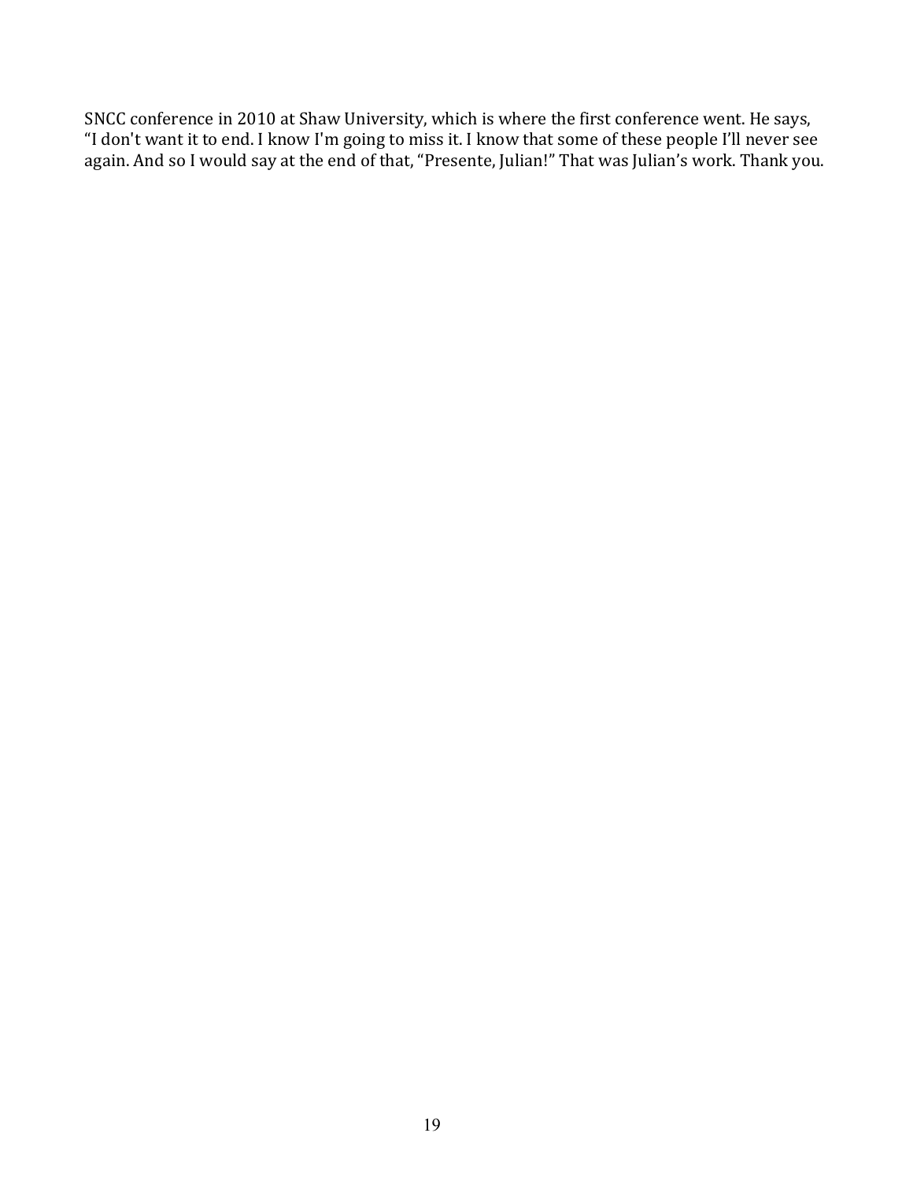SNCC conference in 2010 at Shaw University, which is where the first conference went. He says, "I don't want it to end. I know I'm going to miss it. I know that some of these people I'll never see again. And so I would say at the end of that, "Presente, Julian!" That was Julian's work. Thank you.